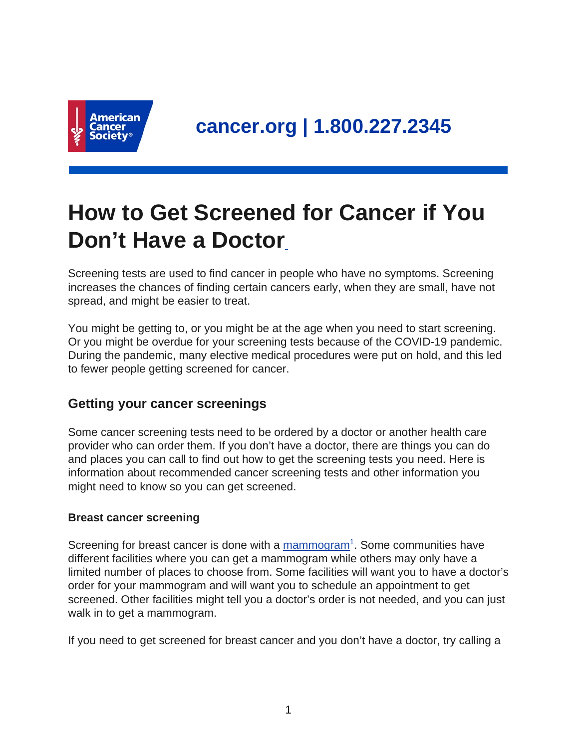cancer.org | 1.800.227.2345

# How to Get Screened for Cancer if You Don't Have a Doctor

Screening tests are used to find cancer in people who have no symptoms. Screening increases the chances of finding certain cancers early, when they are small, have not spread, and might be easier to treat.

You might be getting to, or you might be at the age when you need to start screening. Or you might be overdue for your screening tests because of the COVID-19 pandemic. During the pandemic, many elective medical procedures were put on hold, and this led to fewer people getting screened for cancer.

## Getting your cancer screenings

Some cancer screening tests need to be ordered by a doctor or another health care provider who can order them. If you don't have a doctor, there are things you can do and places you can call to find out how to get the screening tests you need. Here is information about recommended cancer screening tests and other information you might need to know so you can get screened.

### Breast cancer screening

Screening for breast cancer is done with a mammogram[1]. Some communities have different facilities where you can get a mammogram while others may only have a limited number of places to choose from. Some facilities will want you to have a doctor's order for your mammogram and will want you to schedule an appointment to get screened. Other facilities might tell you a doctor's order is not needed, and you can just walk in to get a mammogram.

If you need to get screened for breast cancer and you don't have a doctor, try calling a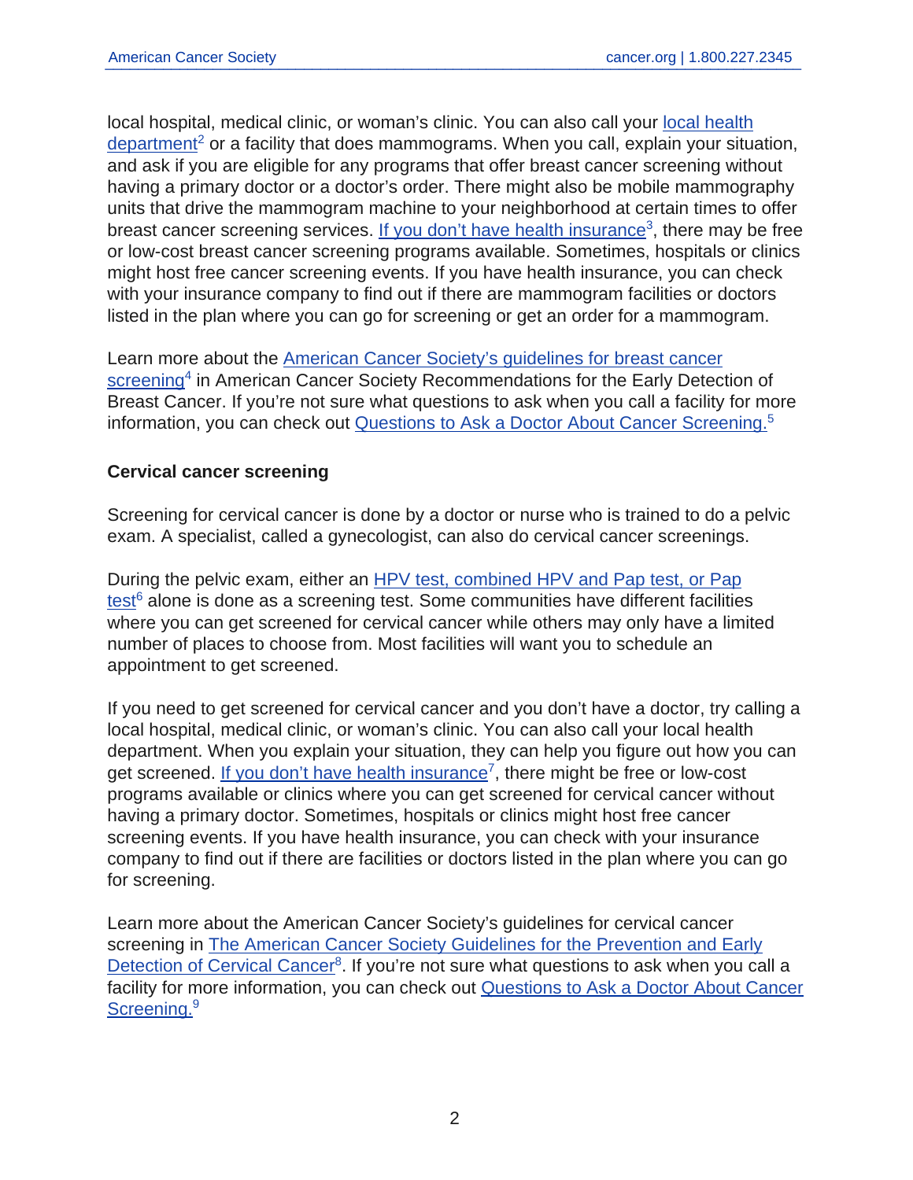local hospital, medical clinic, or woman's clinic. You can also call your local health department[2] or a facility that does mammograms. When you call, explain your situation, and ask if you are eligible for any programs that offer breast cancer screening without having a primary doctor or a doctor's order. There might also be mobile mammography units that drive the mammogram machine to your neighborhood at certain times to offer breast cancer screening services. If you don't have health insurance[3], there may be free or low-cost breast cancer screening programs available. Sometimes, hospitals or clinics might host free cancer screening events. If you have health insurance, you can check with your insurance company to find out if there are mammogram facilities or doctors listed in the plan where you can go for screening or get an order for a mammogram.

Learn more about the American Cancer Society's guidelines for breast cancer screening[4] in American Cancer Society Recommendations for the Early Detection of Breast Cancer. If you're not sure what questions to ask when you call a facility for more information, you can check out Questions to Ask a Doctor About Cancer Screening.[5]

**Cervical cancer screening**

Screening for cervical cancer is done by a doctor or nurse who is trained to do a pelvic exam. A specialist, called a gynecologist, can also do cervical cancer screenings.

During the pelvic exam, either an HPV test, combined HPV and Pap test, or Pap test[6] alone is done as a screening test. Some communities have different facilities where you can get screened for cervical cancer while others may only have a limited number of places to choose from. Most facilities will want you to schedule an appointment to get screened.

If you need to get screened for cervical cancer and you don't have a doctor, try calling a local hospital, medical clinic, or woman's clinic. You can also call your local health department. When you explain your situation, they can help you figure out how you can get screened. If you don't have health insurance[7], there might be free or low-cost programs available or clinics where you can get screened for cervical cancer without having a primary doctor. Sometimes, hospitals or clinics might host free cancer screening events. If you have health insurance, you can check with your insurance company to find out if there are facilities or doctors listed in the plan where you can go for screening.

Learn more about the American Cancer Society's guidelines for cervical cancer screening in The American Cancer Society Guidelines for the Prevention and Early Detection of Cervical Cancer[8]. If you're not sure what questions to ask when you call a facility for more information, you can check out Questions to Ask a Doctor About Cancer Screening.[9]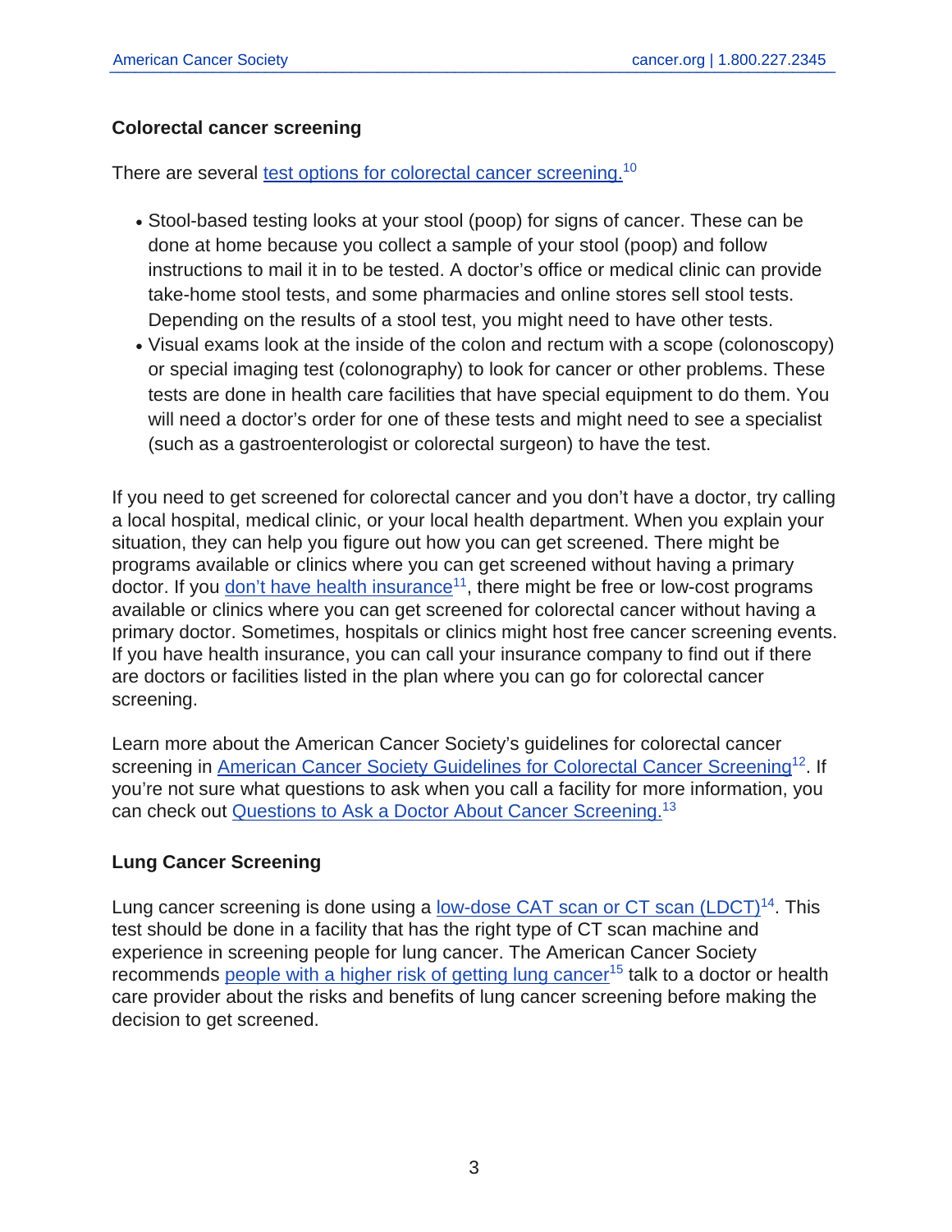### Colorectal cancer screening

There are several test options for colorectal cancer screening.[10]

- Stool-based testing looks at your stool (poop) for signs of cancer. These can be done at home because you collect a sample of your stool (poop) and follow instructions to mail it in to be tested. A doctor's office or medical clinic can provide take-home stool tests, and some pharmacies and online stores sell stool tests. Depending on the results of a stool test, you might need to have other tests.
- Visual exams look at the inside of the colon and rectum with a scope (colonoscopy) or special imaging test (colonography) to look for cancer or other problems. These tests are done in health care facilities that have special equipment to do them. You will need a doctor's order for one of these tests and might need to see a specialist (such as a gastroenterologist or colorectal surgeon) to have the test.

If you need to get screened for colorectal cancer and you don't have a doctor, try calling a local hospital, medical clinic, or your local health department. When you explain your situation, they can help you figure out how you can get screened. There might be programs available or clinics where you can get screened without having a primary doctor. If you don't have health insurance[11], there might be free or low-cost programs available or clinics where you can get screened for colorectal cancer without having a primary doctor. Sometimes, hospitals or clinics might host free cancer screening events. If you have health insurance, you can call your insurance company to find out if there are doctors or facilities listed in the plan where you can go for colorectal cancer screening.

Learn more about the American Cancer Society's guidelines for colorectal cancer screening in American Cancer Society Guidelines for Colorectal Cancer Screening[12]. If you're not sure what questions to ask when you call a facility for more information, you can check out Questions to Ask a Doctor About Cancer Screening.[13]

### Lung Cancer Screening

Lung cancer screening is done using a low-dose CAT scan or CT scan (LDCT)[14]. This test should be done in a facility that has the right type of CT scan machine and experience in screening people for lung cancer. The American Cancer Society recommends people with a higher risk of getting lung cancer[15] talk to a doctor or health care provider about the risks and benefits of lung cancer screening before making the decision to get screened.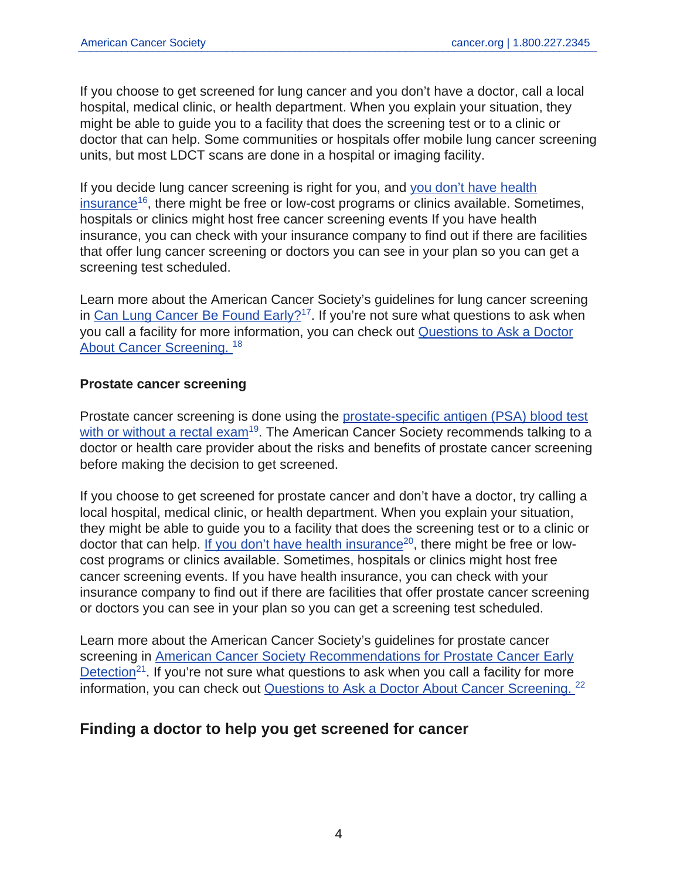If you choose to get screened for lung cancer and you don't have a doctor, call a local hospital, medical clinic, or health department. When you explain your situation, they might be able to guide you to a facility that does the screening test or to a clinic or doctor that can help. Some communities or hospitals offer mobile lung cancer screening units, but most LDCT scans are done in a hospital or imaging facility.

If you decide lung cancer screening is right for you, and you don't have health insurance[16], there might be free or low-cost programs or clinics available. Sometimes, hospitals or clinics might host free cancer screening events If you have health insurance, you can check with your insurance company to find out if there are facilities that offer lung cancer screening or doctors you can see in your plan so you can get a screening test scheduled.

Learn more about the American Cancer Society's guidelines for lung cancer screening in Can Lung Cancer Be Found Early?[17]. If you're not sure what questions to ask when you call a facility for more information, you can check out Questions to Ask a Doctor About Cancer Screening.[18]

**Prostate cancer screening**

Prostate cancer screening is done using the prostate-specific antigen (PSA) blood test with or without a rectal exam[19]. The American Cancer Society recommends talking to a doctor or health care provider about the risks and benefits of prostate cancer screening before making the decision to get screened.

If you choose to get screened for prostate cancer and don't have a doctor, try calling a local hospital, medical clinic, or health department. When you explain your situation, they might be able to guide you to a facility that does the screening test or to a clinic or doctor that can help. If you don't have health insurance[20], there might be free or low-cost programs or clinics available. Sometimes, hospitals or clinics might host free cancer screening events. If you have health insurance, you can check with your insurance company to find out if there are facilities that offer prostate cancer screening or doctors you can see in your plan so you can get a screening test scheduled.

Learn more about the American Cancer Society's guidelines for prostate cancer screening in American Cancer Society Recommendations for Prostate Cancer Early Detection[21]. If you're not sure what questions to ask when you call a facility for more information, you can check out Questions to Ask a Doctor About Cancer Screening.[22]

## Finding a doctor to help you get screened for cancer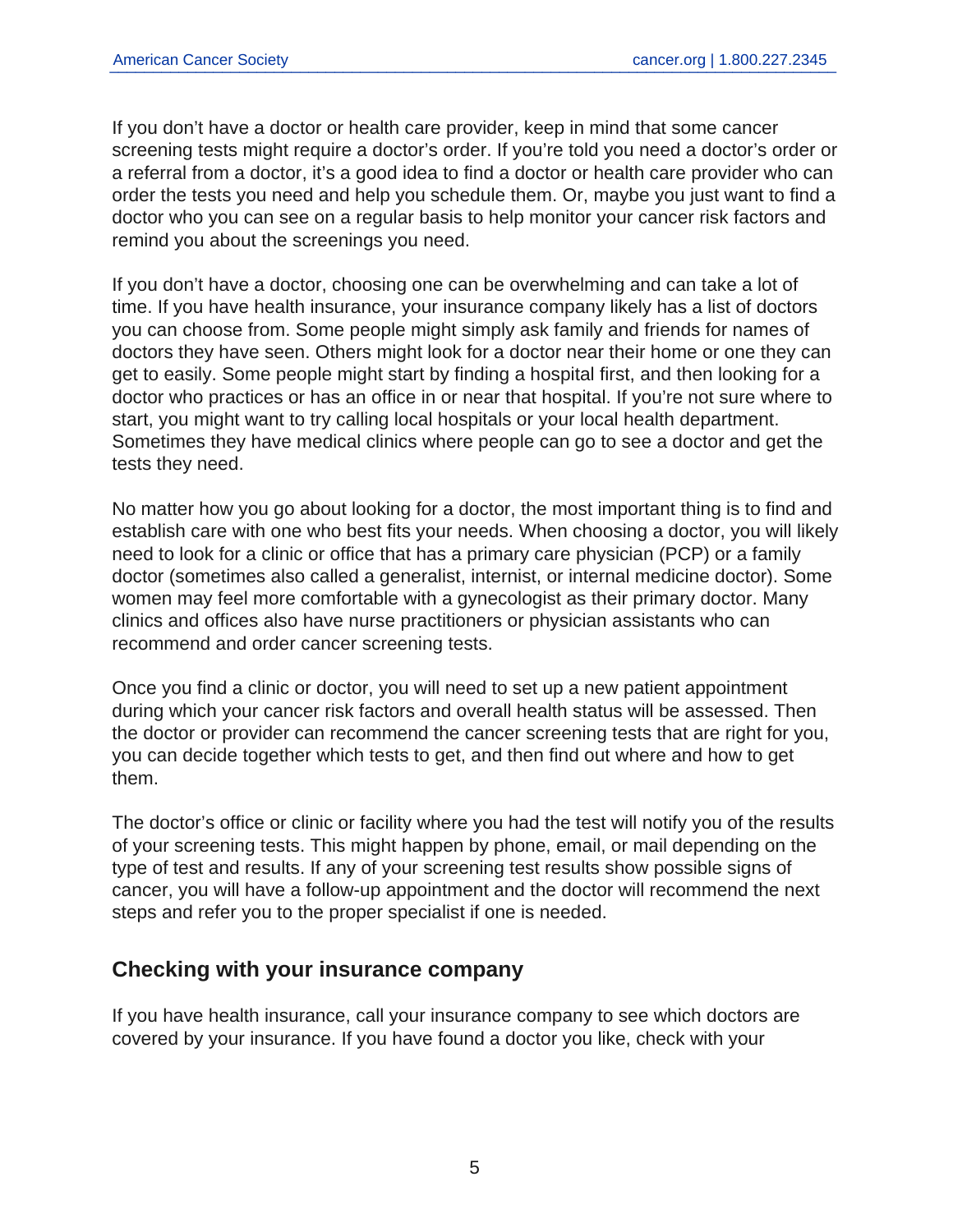If you don't have a doctor or health care provider, keep in mind that some cancer screening tests might require a doctor's order. If you're told you need a doctor's order or a referral from a doctor, it's a good idea to find a doctor or health care provider who can order the tests you need and help you schedule them. Or, maybe you just want to find a doctor who you can see on a regular basis to help monitor your cancer risk factors and remind you about the screenings you need.

If you don't have a doctor, choosing one can be overwhelming and can take a lot of time. If you have health insurance, your insurance company likely has a list of doctors you can choose from. Some people might simply ask family and friends for names of doctors they have seen. Others might look for a doctor near their home or one they can get to easily. Some people might start by finding a hospital first, and then looking for a doctor who practices or has an office in or near that hospital. If you're not sure where to start, you might want to try calling local hospitals or your local health department. Sometimes they have medical clinics where people can go to see a doctor and get the tests they need.

No matter how you go about looking for a doctor, the most important thing is to find and establish care with one who best fits your needs. When choosing a doctor, you will likely need to look for a clinic or office that has a primary care physician (PCP) or a family doctor (sometimes also called a generalist, internist, or internal medicine doctor). Some women may feel more comfortable with a gynecologist as their primary doctor. Many clinics and offices also have nurse practitioners or physician assistants who can recommend and order cancer screening tests.

Once you find a clinic or doctor, you will need to set up a new patient appointment during which your cancer risk factors and overall health status will be assessed. Then the doctor or provider can recommend the cancer screening tests that are right for you, you can decide together which tests to get, and then find out where and how to get them.

The doctor's office or clinic or facility where you had the test will notify you of the results of your screening tests. This might happen by phone, email, or mail depending on the type of test and results. If any of your screening test results show possible signs of cancer, you will have a follow-up appointment and the doctor will recommend the next steps and refer you to the proper specialist if one is needed.

## Checking with your insurance company

If you have health insurance, call your insurance company to see which doctors are covered by your insurance. If you have found a doctor you like, check with your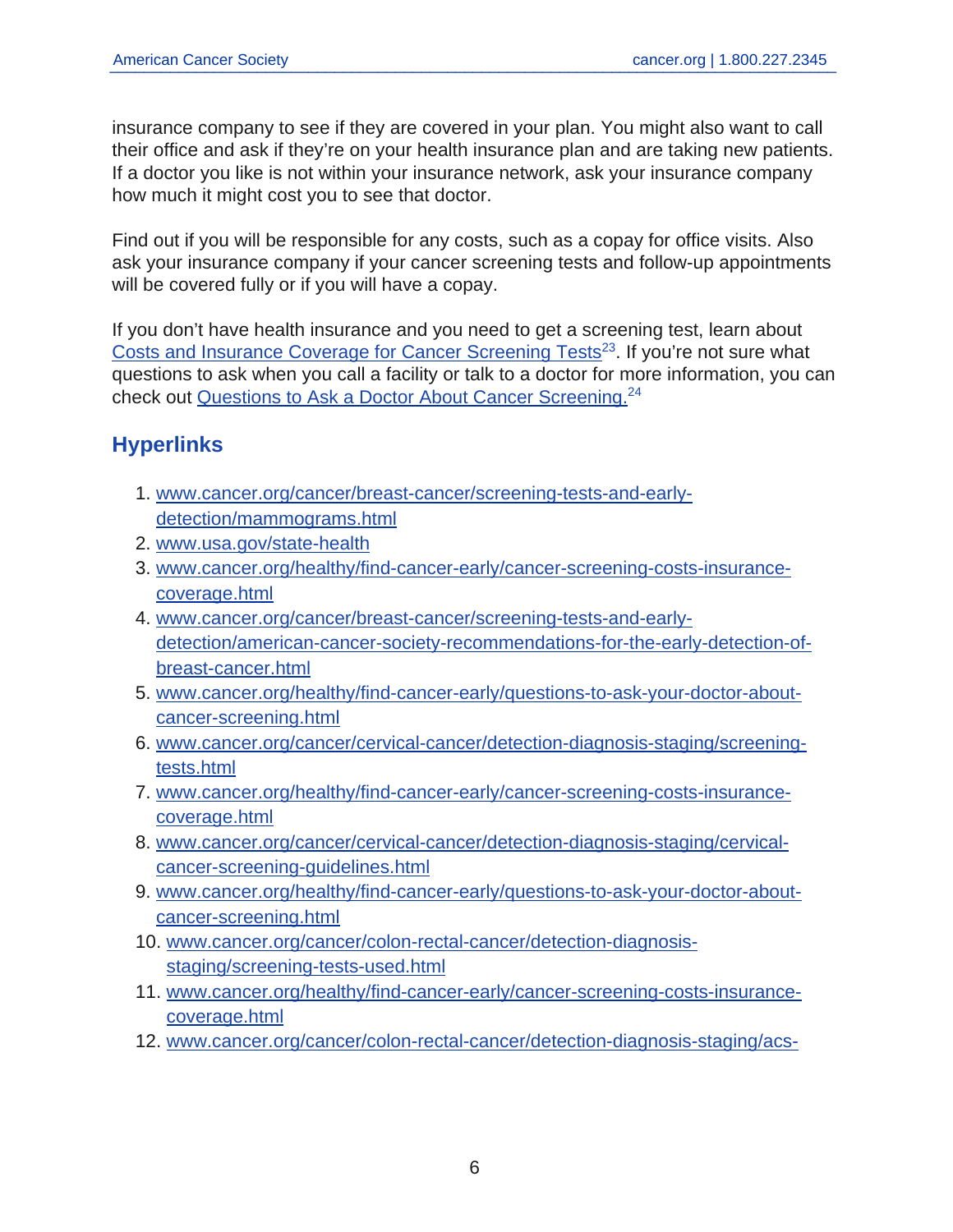insurance company to see if they are covered in your plan. You might also want to call their office and ask if they're on your health insurance plan and are taking new patients. If a doctor you like is not within your insurance network, ask your insurance company how much it might cost you to see that doctor.

Find out if you will be responsible for any costs, such as a copay for office visits. Also ask your insurance company if your cancer screening tests and follow-up appointments will be covered fully or if you will have a copay.

If you don't have health insurance and you need to get a screening test, learn about Costs and Insurance Coverage for Cancer Screening Tests[23]. If you're not sure what questions to ask when you call a facility or talk to a doctor for more information, you can check out Questions to Ask a Doctor About Cancer Screening.[24]

## Hyperlinks

1. www.cancer.org/cancer/breast-cancer/screening-tests-and-early-detection/mammograms.html
2. www.usa.gov/state-health
3. www.cancer.org/healthy/find-cancer-early/cancer-screening-costs-insurance-coverage.html
4. www.cancer.org/cancer/breast-cancer/screening-tests-and-early-detection/american-cancer-society-recommendations-for-the-early-detection-of-breast-cancer.html
5. www.cancer.org/healthy/find-cancer-early/questions-to-ask-your-doctor-about-cancer-screening.html
6. www.cancer.org/cancer/cervical-cancer/detection-diagnosis-staging/screening-tests.html
7. www.cancer.org/healthy/find-cancer-early/cancer-screening-costs-insurance-coverage.html
8. www.cancer.org/cancer/cervical-cancer/detection-diagnosis-staging/cervical-cancer-screening-guidelines.html
9. www.cancer.org/healthy/find-cancer-early/questions-to-ask-your-doctor-about-cancer-screening.html
10. www.cancer.org/cancer/colon-rectal-cancer/detection-diagnosis-staging/screening-tests-used.html
11. www.cancer.org/healthy/find-cancer-early/cancer-screening-costs-insurance-coverage.html
12. www.cancer.org/cancer/colon-rectal-cancer/detection-diagnosis-staging/acs-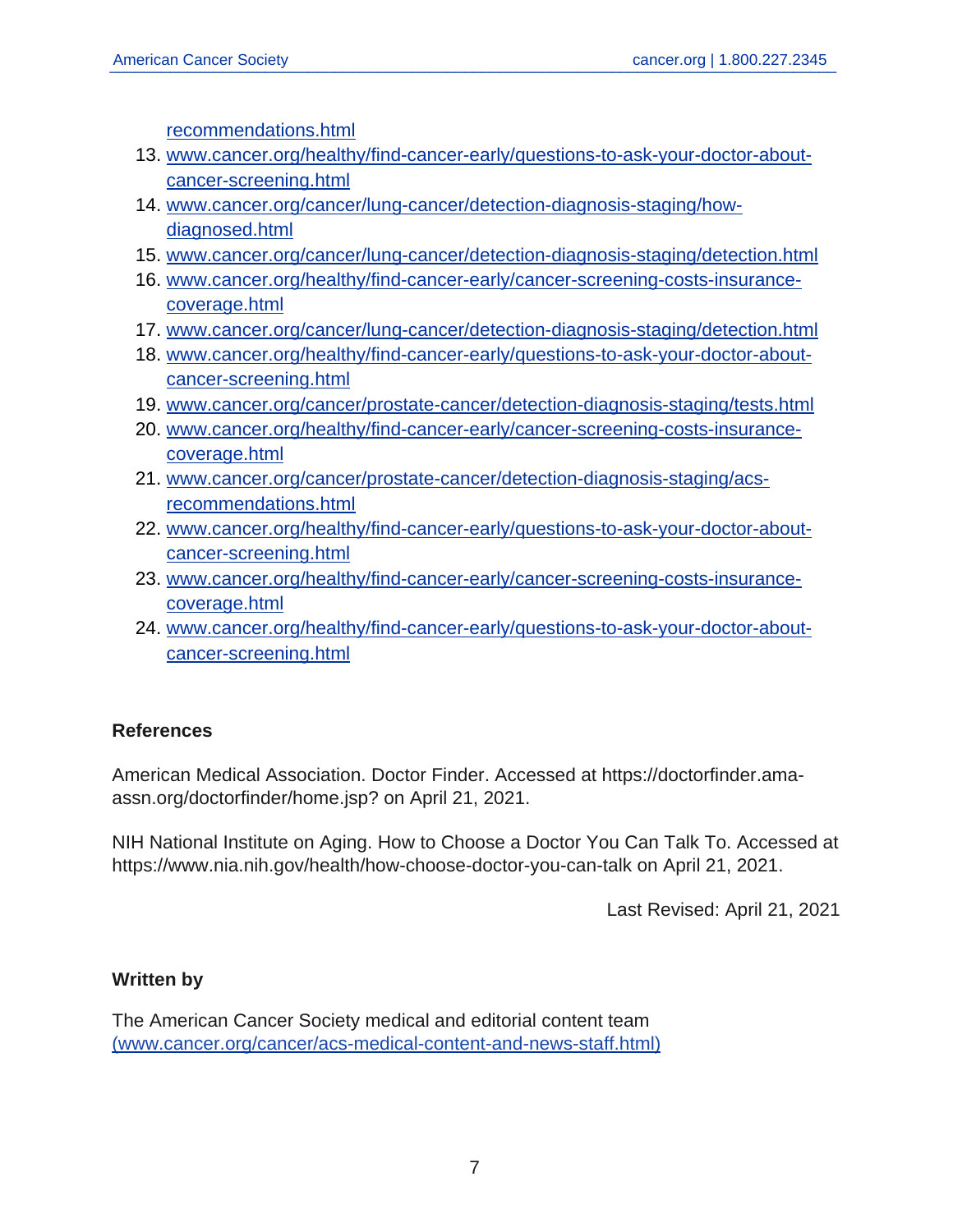recommendations.html

13. www.cancer.org/healthy/find-cancer-early/questions-to-ask-your-doctor-about-cancer-screening.html
14. www.cancer.org/cancer/lung-cancer/detection-diagnosis-staging/how-diagnosed.html
15. www.cancer.org/cancer/lung-cancer/detection-diagnosis-staging/detection.html
16. www.cancer.org/healthy/find-cancer-early/cancer-screening-costs-insurance-coverage.html
17. www.cancer.org/cancer/lung-cancer/detection-diagnosis-staging/detection.html
18. www.cancer.org/healthy/find-cancer-early/questions-to-ask-your-doctor-about-cancer-screening.html
19. www.cancer.org/cancer/prostate-cancer/detection-diagnosis-staging/tests.html
20. www.cancer.org/healthy/find-cancer-early/cancer-screening-costs-insurance-coverage.html
21. www.cancer.org/cancer/prostate-cancer/detection-diagnosis-staging/acs-recommendations.html
22. www.cancer.org/healthy/find-cancer-early/questions-to-ask-your-doctor-about-cancer-screening.html
23. www.cancer.org/healthy/find-cancer-early/cancer-screening-costs-insurance-coverage.html
24. www.cancer.org/healthy/find-cancer-early/questions-to-ask-your-doctor-about-cancer-screening.html

## References

American Medical Association. Doctor Finder. Accessed at https://doctorfinder.ama-assn.org/doctorfinder/home.jsp? on April 21, 2021.

NIH National Institute on Aging. How to Choose a Doctor You Can Talk To. Accessed at https://www.nia.nih.gov/health/how-choose-doctor-you-can-talk on April 21, 2021.

Last Revised: April 21, 2021

## Written by

The American Cancer Society medical and editorial content team (www.cancer.org/cancer/acs-medical-content-and-news-staff.html)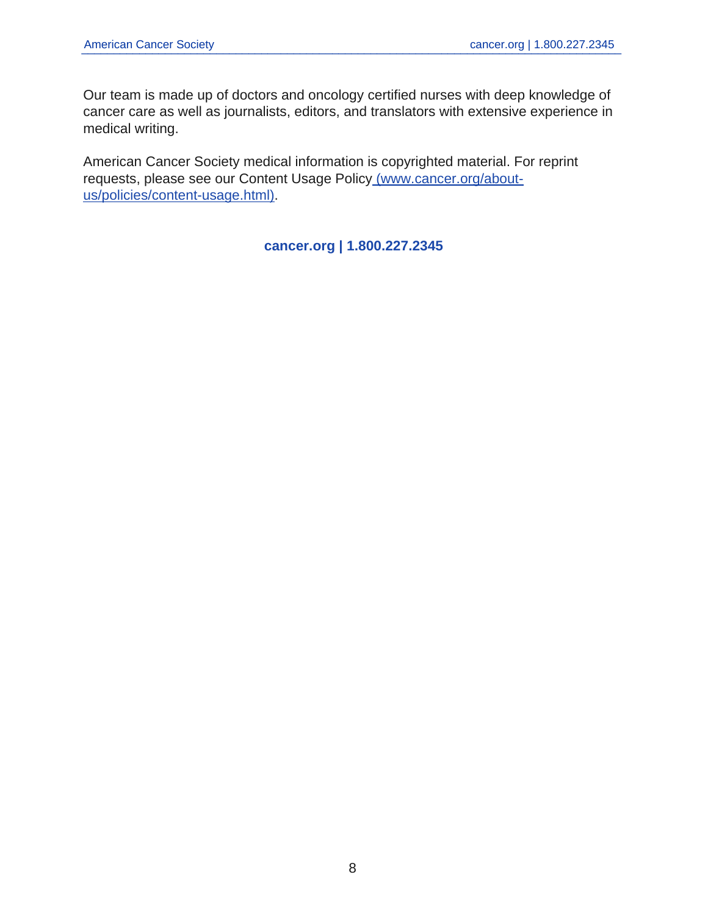Our team is made up of doctors and oncology certified nurses with deep knowledge of cancer care as well as journalists, editors, and translators with extensive experience in medical writing.

American Cancer Society medical information is copyrighted material. For reprint requests, please see our Content Usage Policy (www.cancer.org/about-us/policies/content-usage.html).

**cancer.org | 1.800.227.2345**